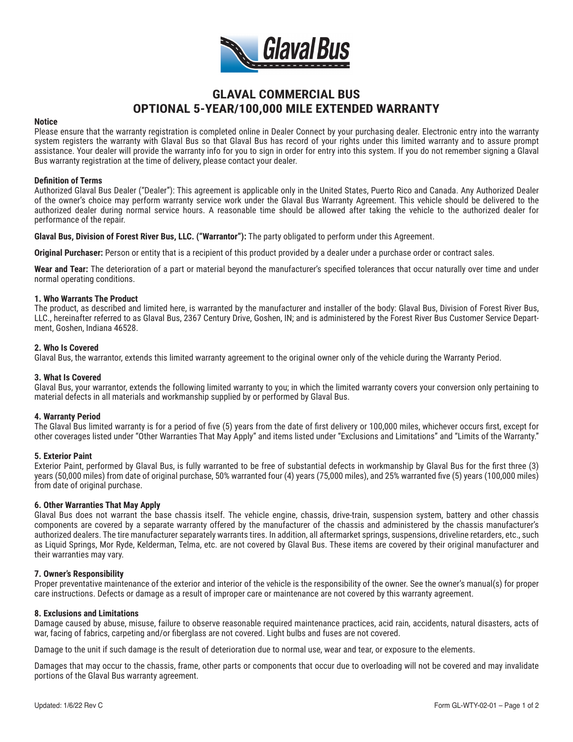# GLAVAL COMMERCIAL BUS
# OPTIONAL 5-YEAR/100,000 MILE EXTENDED WARRANTY

**Notice**

Please ensure that the warranty registration is completed online in Dealer Connect by your purchasing dealer. Electronic entry into the warranty system registers the warranty with Glaval Bus so that Glaval Bus has record of your rights under this limited warranty and to assure prompt assistance. Your dealer will provide the warranty info for you to sign in order for entry into this system. If you do not remember signing a Glaval Bus warranty registration at the time of delivery, please contact your dealer.

**Definition of Terms**

Authorized Glaval Bus Dealer ("Dealer"): This agreement is applicable only in the United States, Puerto Rico and Canada. Any Authorized Dealer of the owner's choice may perform warranty service work under the Glaval Bus Warranty Agreement. This vehicle should be delivered to the authorized dealer during normal service hours. A reasonable time should be allowed after taking the vehicle to the authorized dealer for performance of the repair.

**Glaval Bus, Division of Forest River Bus, LLC. ("Warrantor"):** The party obligated to perform under this Agreement.

**Original Purchaser:** Person or entity that is a recipient of this product provided by a dealer under a purchase order or contract sales.

**Wear and Tear:** The deterioration of a part or material beyond the manufacturer's specified tolerances that occur naturally over time and under normal operating conditions.

**1. Who Warrants The Product**

The product, as described and limited here, is warranted by the manufacturer and installer of the body: Glaval Bus, Division of Forest River Bus, LLC., hereinafter referred to as Glaval Bus, 2367 Century Drive, Goshen, IN; and is administered by the Forest River Bus Customer Service Department, Goshen, Indiana 46528.

**2. Who Is Covered**

Glaval Bus, the warrantor, extends this limited warranty agreement to the original owner only of the vehicle during the Warranty Period.

**3. What Is Covered**

Glaval Bus, your warrantor, extends the following limited warranty to you; in which the limited warranty covers your conversion only pertaining to material defects in all materials and workmanship supplied by or performed by Glaval Bus.

**4. Warranty Period**

The Glaval Bus limited warranty is for a period of five (5) years from the date of first delivery or 100,000 miles, whichever occurs first, except for other coverages listed under "Other Warranties That May Apply" and items listed under "Exclusions and Limitations" and "Limits of the Warranty."

**5. Exterior Paint**

Exterior Paint, performed by Glaval Bus, is fully warranted to be free of substantial defects in workmanship by Glaval Bus for the first three (3) years (50,000 miles) from date of original purchase, 50% warranted four (4) years (75,000 miles), and 25% warranted five (5) years (100,000 miles) from date of original purchase.

**6. Other Warranties That May Apply**

Glaval Bus does not warrant the base chassis itself. The vehicle engine, chassis, drive-train, suspension system, battery and other chassis components are covered by a separate warranty offered by the manufacturer of the chassis and administered by the chassis manufacturer's authorized dealers. The tire manufacturer separately warrants tires. In addition, all aftermarket springs, suspensions, driveline retarders, etc., such as Liquid Springs, Mor Ryde, Kelderman, Telma, etc. are not covered by Glaval Bus. These items are covered by their original manufacturer and their warranties may vary.

**7. Owner's Responsibility**

Proper preventative maintenance of the exterior and interior of the vehicle is the responsibility of the owner. See the owner's manual(s) for proper care instructions. Defects or damage as a result of improper care or maintenance are not covered by this warranty agreement.

**8. Exclusions and Limitations**

Damage caused by abuse, misuse, failure to observe reasonable required maintenance practices, acid rain, accidents, natural disasters, acts of war, facing of fabrics, carpeting and/or fiberglass are not covered. Light bulbs and fuses are not covered.

Damage to the unit if such damage is the result of deterioration due to normal use, wear and tear, or exposure to the elements.

Damages that may occur to the chassis, frame, other parts or components that occur due to overloading will not be covered and may invalidate portions of the Glaval Bus warranty agreement.

Updated: 1/6/22 Rev C

Form GL-WTY-02-01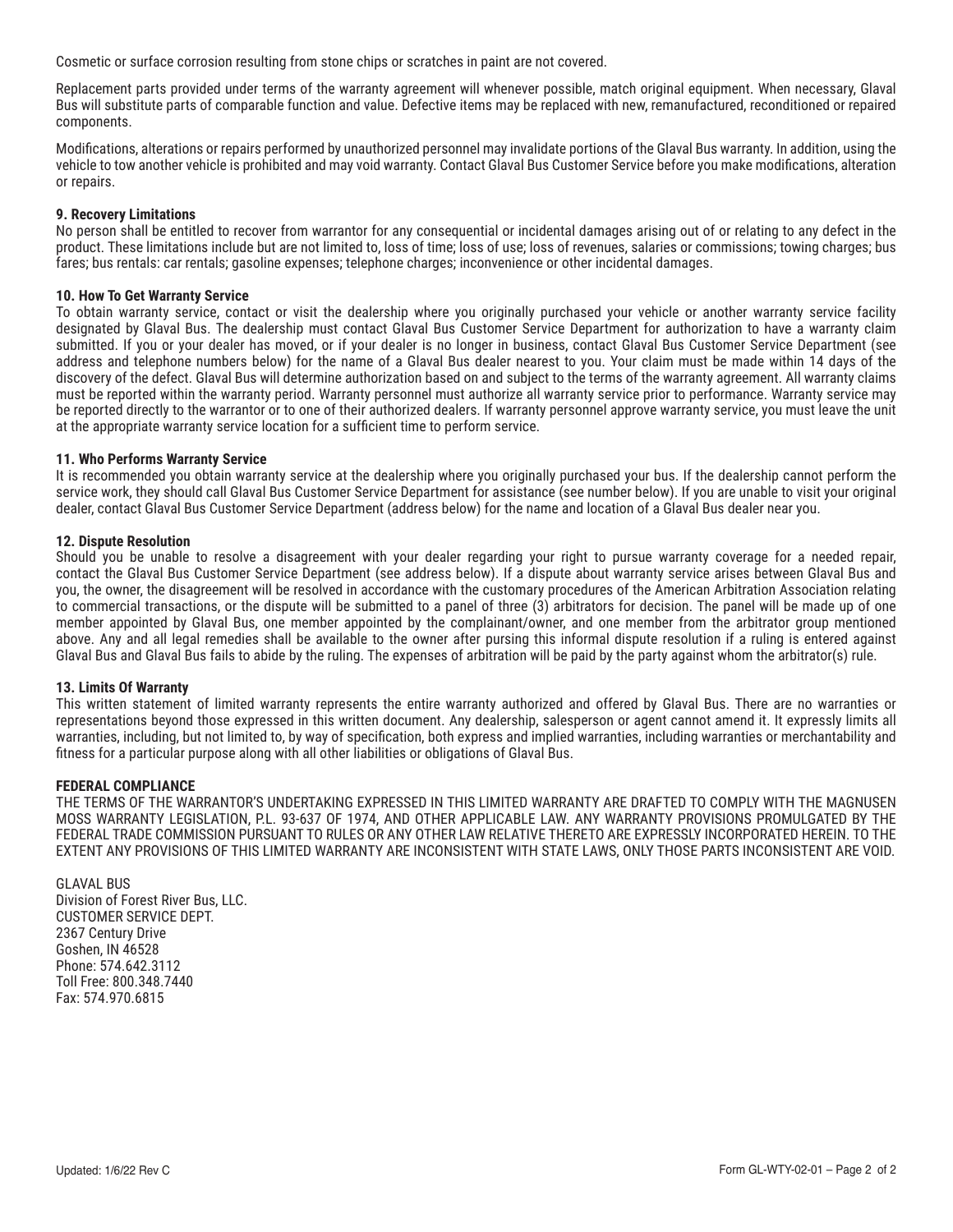Cosmetic or surface corrosion resulting from stone chips or scratches in paint are not covered.

Replacement parts provided under terms of the warranty agreement will whenever possible, match original equipment. When necessary, Glaval Bus will substitute parts of comparable function and value. Defective items may be replaced with new, remanufactured, reconditioned or repaired components.

Modifications, alterations or repairs performed by unauthorized personnel may invalidate portions of the Glaval Bus warranty. In addition, using the vehicle to tow another vehicle is prohibited and may void warranty. Contact Glaval Bus Customer Service before you make modifications, alteration or repairs.

**9. Recovery Limitations**
No person shall be entitled to recover from warrantor for any consequential or incidental damages arising out of or relating to any defect in the product. These limitations include but are not limited to, loss of time; loss of use; loss of revenues, salaries or commissions; towing charges; bus fares; bus rentals: car rentals; gasoline expenses; telephone charges; inconvenience or other incidental damages.

**10. How To Get Warranty Service**
To obtain warranty service, contact or visit the dealership where you originally purchased your vehicle or another warranty service facility designated by Glaval Bus. The dealership must contact Glaval Bus Customer Service Department for authorization to have a warranty claim submitted. If you or your dealer has moved, or if your dealer is no longer in business, contact Glaval Bus Customer Service Department (see address and telephone numbers below) for the name of a Glaval Bus dealer nearest to you. Your claim must be made within 14 days of the discovery of the defect. Glaval Bus will determine authorization based on and subject to the terms of the warranty agreement. All warranty claims must be reported within the warranty period. Warranty personnel must authorize all warranty service prior to performance. Warranty service may be reported directly to the warrantor or to one of their authorized dealers. If warranty personnel approve warranty service, you must leave the unit at the appropriate warranty service location for a sufficient time to perform service.

**11. Who Performs Warranty Service**
It is recommended you obtain warranty service at the dealership where you originally purchased your bus. If the dealership cannot perform the service work, they should call Glaval Bus Customer Service Department for assistance (see number below). If you are unable to visit your original dealer, contact Glaval Bus Customer Service Department (address below) for the name and location of a Glaval Bus dealer near you.

**12. Dispute Resolution**
Should you be unable to resolve a disagreement with your dealer regarding your right to pursue warranty coverage for a needed repair, contact the Glaval Bus Customer Service Department (see address below). If a dispute about warranty service arises between Glaval Bus and you, the owner, the disagreement will be resolved in accordance with the customary procedures of the American Arbitration Association relating to commercial transactions, or the dispute will be submitted to a panel of three (3) arbitrators for decision. The panel will be made up of one member appointed by Glaval Bus, one member appointed by the complainant/owner, and one member from the arbitrator group mentioned above. Any and all legal remedies shall be available to the owner after pursing this informal dispute resolution if a ruling is entered against Glaval Bus and Glaval Bus fails to abide by the ruling. The expenses of arbitration will be paid by the party against whom the arbitrator(s) rule.

**13. Limits Of Warranty**
This written statement of limited warranty represents the entire warranty authorized and offered by Glaval Bus. There are no warranties or representations beyond those expressed in this written document. Any dealership, salesperson or agent cannot amend it. It expressly limits all warranties, including, but not limited to, by way of specification, both express and implied warranties, including warranties or merchantability and fitness for a particular purpose along with all other liabilities or obligations of Glaval Bus.

**FEDERAL COMPLIANCE**
THE TERMS OF THE WARRANTOR'S UNDERTAKING EXPRESSED IN THIS LIMITED WARRANTY ARE DRAFTED TO COMPLY WITH THE MAGNUSEN MOSS WARRANTY LEGISLATION, P.L. 93-637 OF 1974, AND OTHER APPLICABLE LAW. ANY WARRANTY PROVISIONS PROMULGATED BY THE FEDERAL TRADE COMMISSION PURSUANT TO RULES OR ANY OTHER LAW RELATIVE THERETO ARE EXPRESSLY INCORPORATED HEREIN. TO THE EXTENT ANY PROVISIONS OF THIS LIMITED WARRANTY ARE INCONSISTENT WITH STATE LAWS, ONLY THOSE PARTS INCONSISTENT ARE VOID.

GLAVAL BUS
Division of Forest River Bus, LLC.
CUSTOMER SERVICE DEPT.
2367 Century Drive
Goshen, IN 46528
Phone: 574.642.3112
Toll Free: 800.348.7440
Fax: 574.970.6815

Updated: 1/6/22 Rev C

Form GL-WTY-02-01